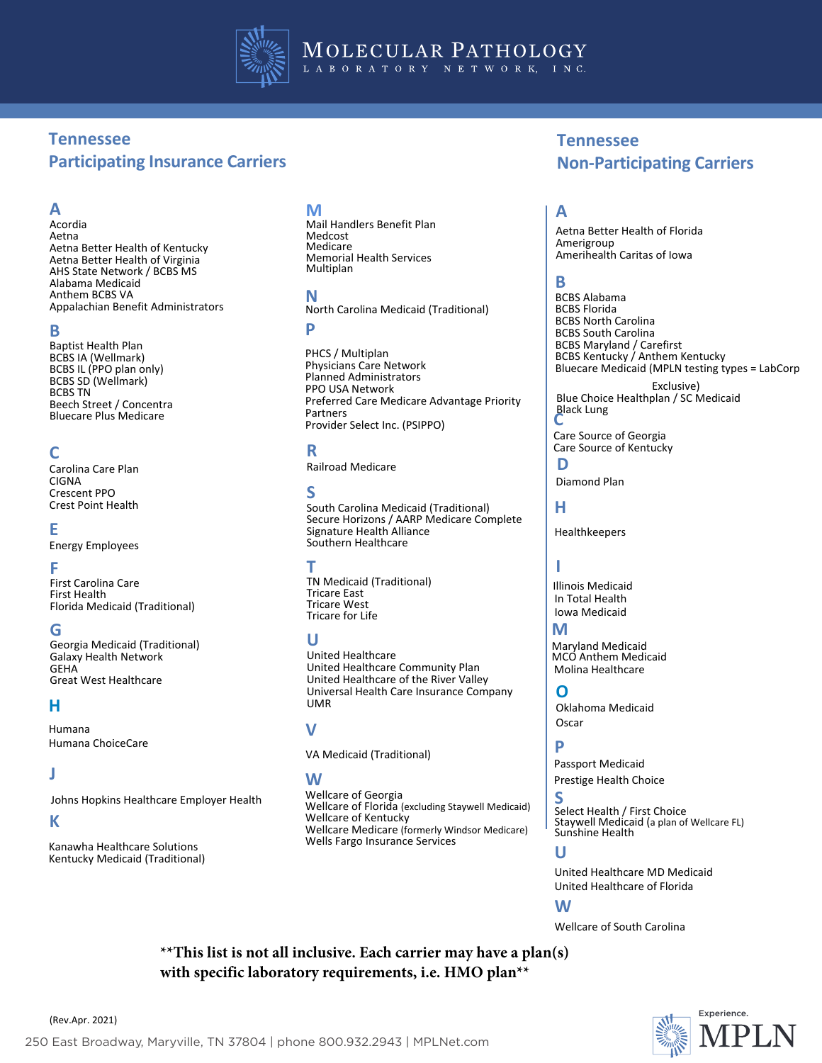# Molecular Pathology Laboratory Network, Inc.

## Tennessee Participating Insurance Carriers

**A**
- Acordia
- Aetna
- Aetna Better Health of Kentucky
- Aetna Better Health of Virginia
- AHS State Network / BCBS MS
- Alabama Medicaid
- Anthem BCBS VA
- Appalachian Benefit Administrators

**B**
- Baptist Health Plan
- BCBS IA (Wellmark)
- BCBS IL (PPO plan only)
- BCBS SD (Wellmark)
- BCBS TN
- Beech Street / Concentra
- Bluecare Plus Medicare

**C**
- Carolina Care Plan
- CIGNA
- Crescent PPO
- Crest Point Health

**E**
- Energy Employees

**F**
- First Carolina Care
- First Health
- Florida Medicaid (Traditional)

**G**
- Georgia Medicaid (Traditional)
- Galaxy Health Network
- GEHA
- Great West Healthcare

**H**
- Humana
- Humana ChoiceCare

**J**
- Johns Hopkins Healthcare Employer Health

**K**
- Kanawha Healthcare Solutions
- Kentucky Medicaid (Traditional)

**M**
- Mail Handlers Benefit Plan
- Medcost
- Medicare
- Memorial Health Services
- Multiplan

**N**
- North Carolina Medicaid (Traditional)

**P**
- PHCS / Multiplan
- Physicians Care Network
- Planned Administrators
- PPO USA Network
- Preferred Care Medicare Advantage Priority Partners
- Provider Select Inc. (PSIPPO)

**R**
- Railroad Medicare

**S**
- South Carolina Medicaid (Traditional)
- Secure Horizons / AARP Medicare Complete
- Signature Health Alliance
- Southern Healthcare

**T**
- TN Medicaid (Traditional)
- Tricare East
- Tricare West
- Tricare for Life

**U**
- United Healthcare
- United Healthcare Community Plan
- United Healthcare of the River Valley
- Universal Health Care Insurance Company
- UMR

**V**
- VA Medicaid (Traditional)

**W**
- Wellcare of Georgia
- Wellcare of Florida (excluding Staywell Medicaid)
- Wellcare of Kentucky
- Wellcare Medicare (formerly Windsor Medicare)
- Wells Fargo Insurance Services

## Tennessee Non-Participating Carriers

**A**
- Aetna Better Health of Florida
- Amerigroup
- Amerihealth Caritas of Iowa

**B**
- BCBS Alabama
- BCBS Florida
- BCBS North Carolina
- BCBS South Carolina
- BCBS Maryland / Carefirst
- BCBS Kentucky / Anthem Kentucky
- Bluecare Medicaid (MPLN testing types = LabCorp Exclusive)
- Blue Choice Healthplan / SC Medicaid
- Black Lung

**C**
- Care Source of Georgia
- Care Source of Kentucky

**D**
- Diamond Plan

**H**
- Healthkeepers

**I**
- Illinois Medicaid
- In Total Health
- Iowa Medicaid

**M**
- Maryland Medicaid
- MCO Anthem Medicaid
- Molina Healthcare

**O**
- Oklahoma Medicaid
- Oscar

**P**
- Passport Medicaid
- Prestige Health Choice

**S**
- Select Health / First Choice
- Staywell Medicaid (a plan of Wellcare FL)
- Sunshine Health

**U**
- United Healthcare MD Medicaid
- United Healthcare of Florida

**W**
- Wellcare of South Carolina

**\*\*This list is not all inclusive. Each carrier may have a plan(s) with specific laboratory requirements, i.e. HMO plan\*\***

(Rev.Apr. 2021)

250 East Broadway, Maryville, TN 37804 | phone 800.932.2943 | MPLNet.com

Experience. MPLN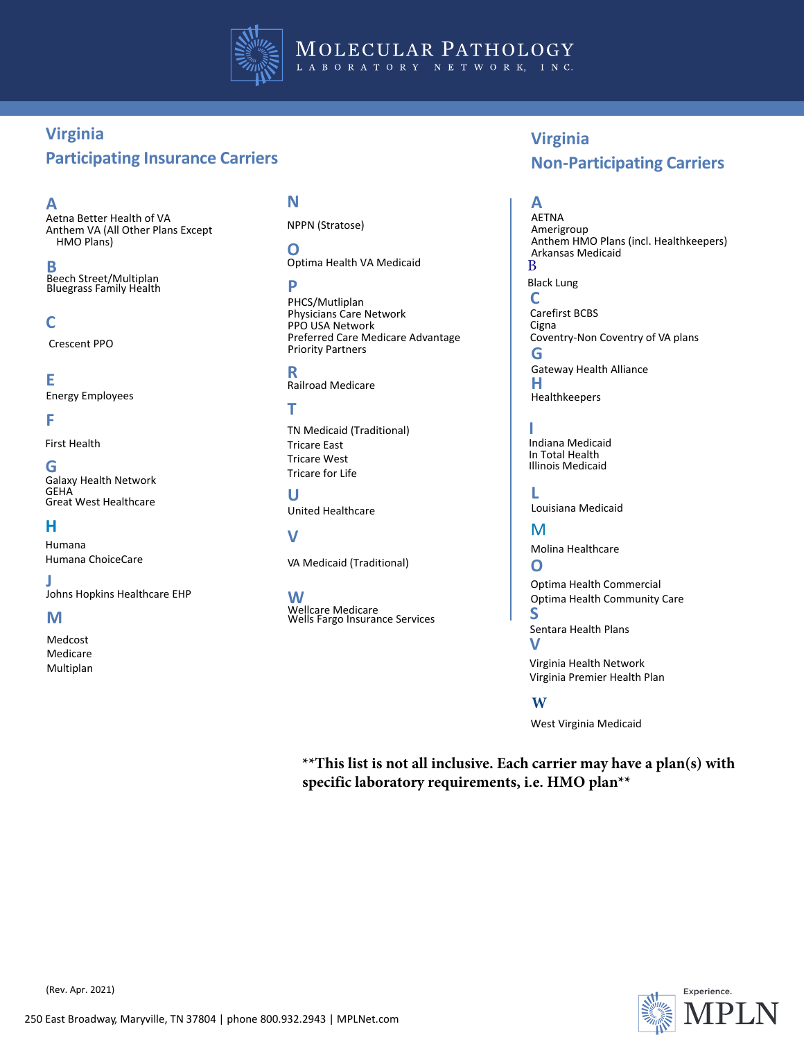# MOLECULAR PATHOLOGY LABORATORY NETWORK, INC.

## Virginia Participating Insurance Carriers

**A**

Aetna Better Health of VA
Anthem VA (All Other Plans Except HMO Plans)

**B**

Beech Street/Multiplan
Bluegrass Family Health

**C**

Crescent PPO

**E**

Energy Employees

**F**

First Health

**G**

Galaxy Health Network
GEHA
Great West Healthcare

**H**

Humana
Humana ChoiceCare

**J**

Johns Hopkins Healthcare EHP

**M**

Medcost
Medicare
Multiplan

**N**

NPPN (Stratose)

**O**

Optima Health VA Medicaid

**P**

PHCS/Mutliplan
Physicians Care Network
PPO USA Network
Preferred Care Medicare Advantage
Priority Partners

**R**

Railroad Medicare

**T**

TN Medicaid (Traditional)
Tricare East
Tricare West
Tricare for Life

**U**

United Healthcare

**V**

VA Medicaid (Traditional)

**W**

Wellcare Medicare
Wells Fargo Insurance Services

## Virginia Non-Participating Carriers

**A**

AETNA
Amerigroup
Anthem HMO Plans (incl. Healthkeepers)
Arkansas Medicaid

**B**

Black Lung

**C**

Carefirst BCBS
Cigna
Coventry-Non Coventry of VA plans

**G**

Gateway Health Alliance

**H**

Healthkeepers

**I**

Indiana Medicaid
In Total Health
Illinois Medicaid

**L**

Louisiana Medicaid

**M**

Molina Healthcare

**O**

Optima Health Commercial
Optima Health Community Care

**S**

Sentara Health Plans

**V**

Virginia Health Network
Virginia Premier Health Plan

**W**

West Virginia Medicaid

****This list is not all inclusive. Each carrier may have a plan(s) with specific laboratory requirements, i.e. HMO plan****

(Rev. Apr. 2021)

250 East Broadway, Maryville, TN 37804 | phone 800.932.2943 | MPLNet.com

Experience. MPLN